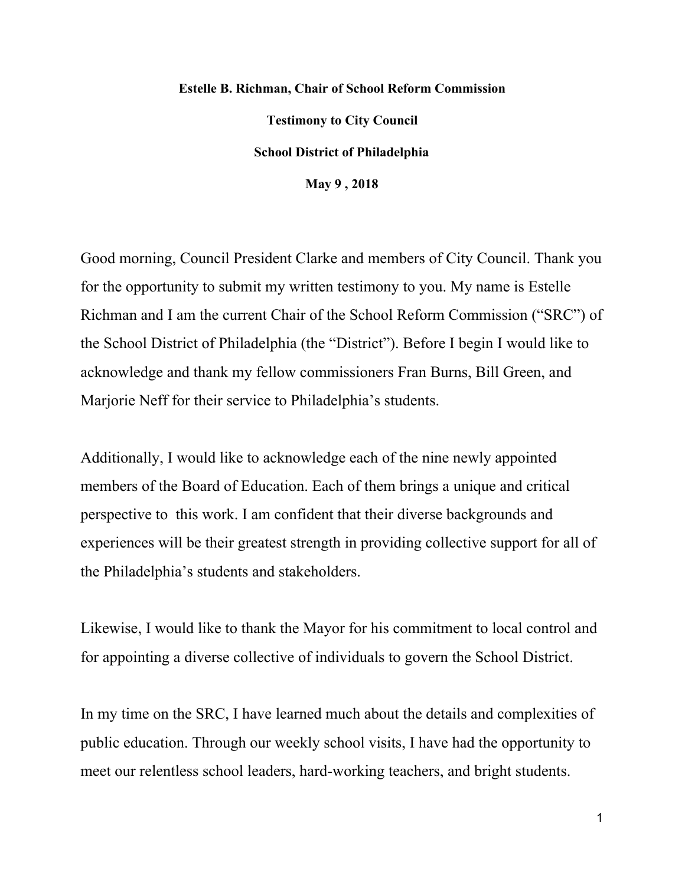**Estelle B. Richman, Chair of School Reform Commission**

**Testimony to City Council**

**School District of Philadelphia**

**May 9 , 2018**

Good morning, Council President Clarke and members of City Council. Thank you for the opportunity to submit my written testimony to you. My name is Estelle Richman and I am the current Chair of the School Reform Commission ("SRC") of the School District of Philadelphia (the "District"). Before I begin I would like to acknowledge and thank my fellow commissioners Fran Burns, Bill Green, and Marjorie Neff for their service to Philadelphia's students.

Additionally, I would like to acknowledge each of the nine newly appointed members of the Board of Education. Each of them brings a unique and critical perspective to this work. I am confident that their diverse backgrounds and experiences will be their greatest strength in providing collective support for all of the Philadelphia's students and stakeholders.

Likewise, I would like to thank the Mayor for his commitment to local control and for appointing a diverse collective of individuals to govern the School District.

In my time on the SRC, I have learned much about the details and complexities of public education. Through our weekly school visits, I have had the opportunity to meet our relentless school leaders, hard-working teachers, and bright students.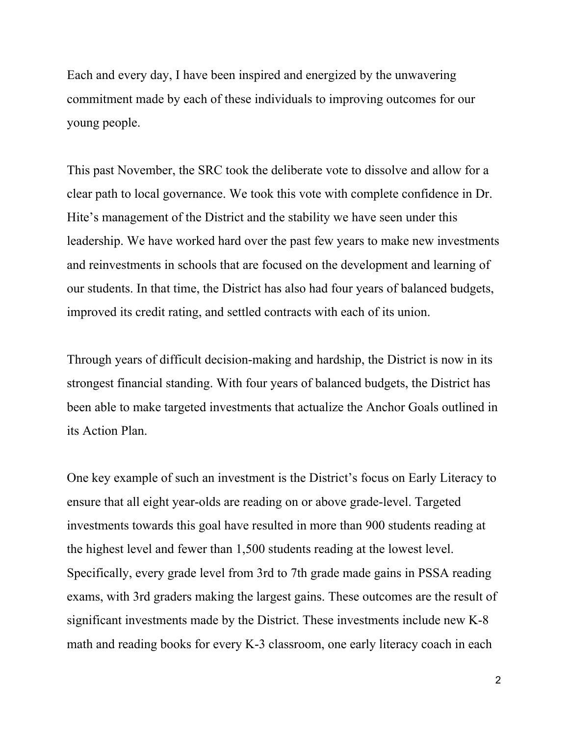Each and every day, I have been inspired and energized by the unwavering commitment made by each of these individuals to improving outcomes for our young people.

This past November, the SRC took the deliberate vote to dissolve and allow for a clear path to local governance. We took this vote with complete confidence in Dr. Hite's management of the District and the stability we have seen under this leadership. We have worked hard over the past few years to make new investments and reinvestments in schools that are focused on the development and learning of our students. In that time, the District has also had four years of balanced budgets, improved its credit rating, and settled contracts with each of its union.

Through years of difficult decision-making and hardship, the District is now in its strongest financial standing. With four years of balanced budgets, the District has been able to make targeted investments that actualize the Anchor Goals outlined in its Action Plan.

One key example of such an investment is the District's focus on Early Literacy to ensure that all eight year-olds are reading on or above grade-level. Targeted investments towards this goal have resulted in more than 900 students reading at the highest level and fewer than 1,500 students reading at the lowest level. Specifically, every grade level from 3rd to 7th grade made gains in PSSA reading exams, with 3rd graders making the largest gains. These outcomes are the result of significant investments made by the District. These investments include new K-8 math and reading books for every K-3 classroom, one early literacy coach in each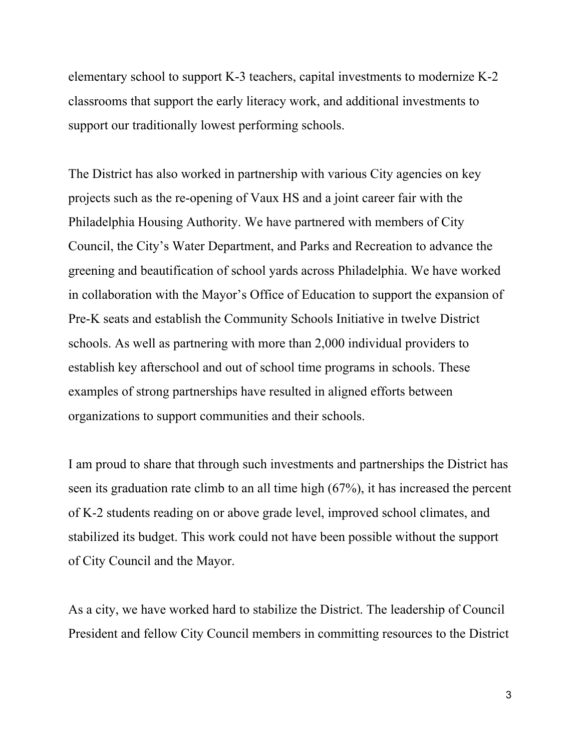elementary school to support K-3 teachers, capital investments to modernize K-2 classrooms that support the early literacy work, and additional investments to support our traditionally lowest performing schools.

The District has also worked in partnership with various City agencies on key projects such as the re-opening of Vaux HS and a joint career fair with the Philadelphia Housing Authority. We have partnered with members of City Council, the City's Water Department, and Parks and Recreation to advance the greening and beautification of school yards across Philadelphia. We have worked in collaboration with the Mayor's Office of Education to support the expansion of Pre-K seats and establish the Community Schools Initiative in twelve District schools. As well as partnering with more than 2,000 individual providers to establish key afterschool and out of school time programs in schools. These examples of strong partnerships have resulted in aligned efforts between organizations to support communities and their schools.

I am proud to share that through such investments and partnerships the District has seen its graduation rate climb to an all time high (67%), it has increased the percent of K-2 students reading on or above grade level, improved school climates, and stabilized its budget. This work could not have been possible without the support of City Council and the Mayor.

As a city, we have worked hard to stabilize the District. The leadership of Council President and fellow City Council members in committing resources to the District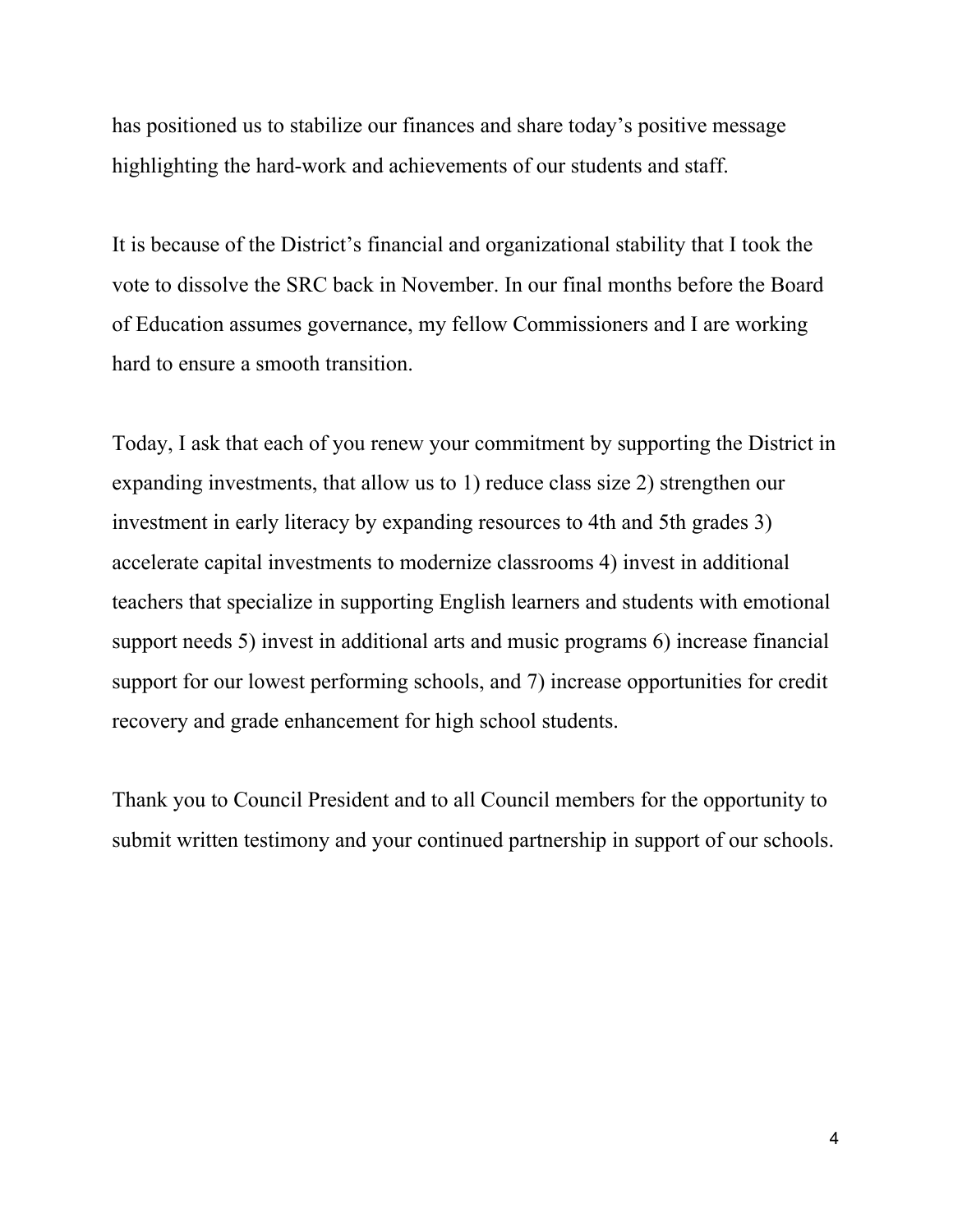has positioned us to stabilize our finances and share today's positive message highlighting the hard-work and achievements of our students and staff.

It is because of the District's financial and organizational stability that I took the vote to dissolve the SRC back in November. In our final months before the Board of Education assumes governance, my fellow Commissioners and I are working hard to ensure a smooth transition.

Today, I ask that each of you renew your commitment by supporting the District in expanding investments, that allow us to 1) reduce class size 2) strengthen our investment in early literacy by expanding resources to 4th and 5th grades 3) accelerate capital investments to modernize classrooms 4) invest in additional teachers that specialize in supporting English learners and students with emotional support needs 5) invest in additional arts and music programs 6) increase financial support for our lowest performing schools, and 7) increase opportunities for credit recovery and grade enhancement for high school students.

Thank you to Council President and to all Council members for the opportunity to submit written testimony and your continued partnership in support of our schools.